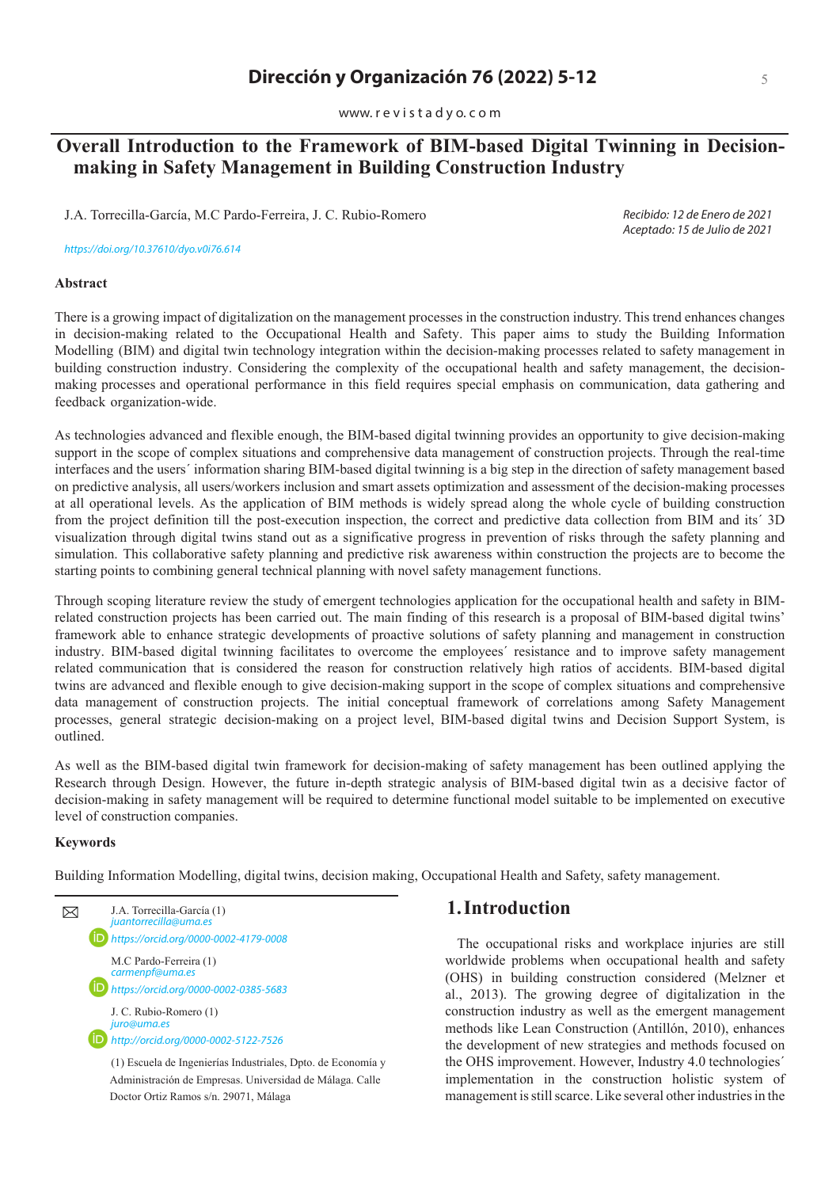# Overall Introduction to the Framework of BIM-based Digital Twinning in Decision-making in Safety Management in Building Construction Industry

J.A. Torrecilla-García, M.C Pardo-Ferreira, J. C. Rubio-Romero

*Recibido: 12 de Enero de 2021*
*Aceptado: 15 de Julio de 2021*

*https://doi.org/10.37610/dyo.v0i76.614*

### Abstract

There is a growing impact of digitalization on the management processes in the construction industry. This trend enhances changes in decision-making related to the Occupational Health and Safety. This paper aims to study the Building Information Modelling (BIM) and digital twin technology integration within the decision-making processes related to safety management in building construction industry. Considering the complexity of the occupational health and safety management, the decision-making processes and operational performance in this field requires special emphasis on communication, data gathering and feedback organization-wide.

As technologies advanced and flexible enough, the BIM-based digital twinning provides an opportunity to give decision-making support in the scope of complex situations and comprehensive data management of construction projects. Through the real-time interfaces and the users´ information sharing BIM-based digital twinning is a big step in the direction of safety management based on predictive analysis, all users/workers inclusion and smart assets optimization and assessment of the decision-making processes at all operational levels. As the application of BIM methods is widely spread along the whole cycle of building construction from the project definition till the post-execution inspection, the correct and predictive data collection from BIM and its´ 3D visualization through digital twins stand out as a significative progress in prevention of risks through the safety planning and simulation. This collaborative safety planning and predictive risk awareness within construction the projects are to become the starting points to combining general technical planning with novel safety management functions.

Through scoping literature review the study of emergent technologies application for the occupational health and safety in BIM-related construction projects has been carried out. The main finding of this research is a proposal of BIM-based digital twins' framework able to enhance strategic developments of proactive solutions of safety planning and management in construction industry. BIM-based digital twinning facilitates to overcome the employees´ resistance and to improve safety management related communication that is considered the reason for construction relatively high ratios of accidents. BIM-based digital twins are advanced and flexible enough to give decision-making support in the scope of complex situations and comprehensive data management of construction projects. The initial conceptual framework of correlations among Safety Management processes, general strategic decision-making on a project level, BIM-based digital twins and Decision Support System, is outlined.

As well as the BIM-based digital twin framework for decision-making of safety management has been outlined applying the Research through Design. However, the future in-depth strategic analysis of BIM-based digital twin as a decisive factor of decision-making in safety management will be required to determine functional model suitable to be implemented on executive level of construction companies.

### Keywords

Building Information Modelling, digital twins, decision making, Occupational Health and Safety, safety management.

---

J.A. Torrecilla-García (1)
*juantorrecilla@uma.es*
*https://orcid.org/0000-0002-4179-0008*

M.C Pardo-Ferreira (1)
*carmenpf@uma.es*
*https://orcid.org/0000-0002-0385-5683*

J. C. Rubio-Romero (1)
*juro@uma.es*
*http://orcid.org/0000-0002-5122-7526*

(1) Escuela de Ingenierías Industriales, Dpto. de Economía y Administración de Empresas. Universidad de Málaga. Calle Doctor Ortiz Ramos s/n. 29071, Málaga

## 1. Introduction

The occupational risks and workplace injuries are still worldwide problems when occupational health and safety (OHS) in building construction considered (Melzner et al., 2013). The growing degree of digitalization in the construction industry as well as the emergent management methods like Lean Construction (Antillón, 2010), enhances the development of new strategies and methods focused on the OHS improvement. However, Industry 4.0 technologies´ implementation in the construction holistic system of management is still scarce. Like several other industries in the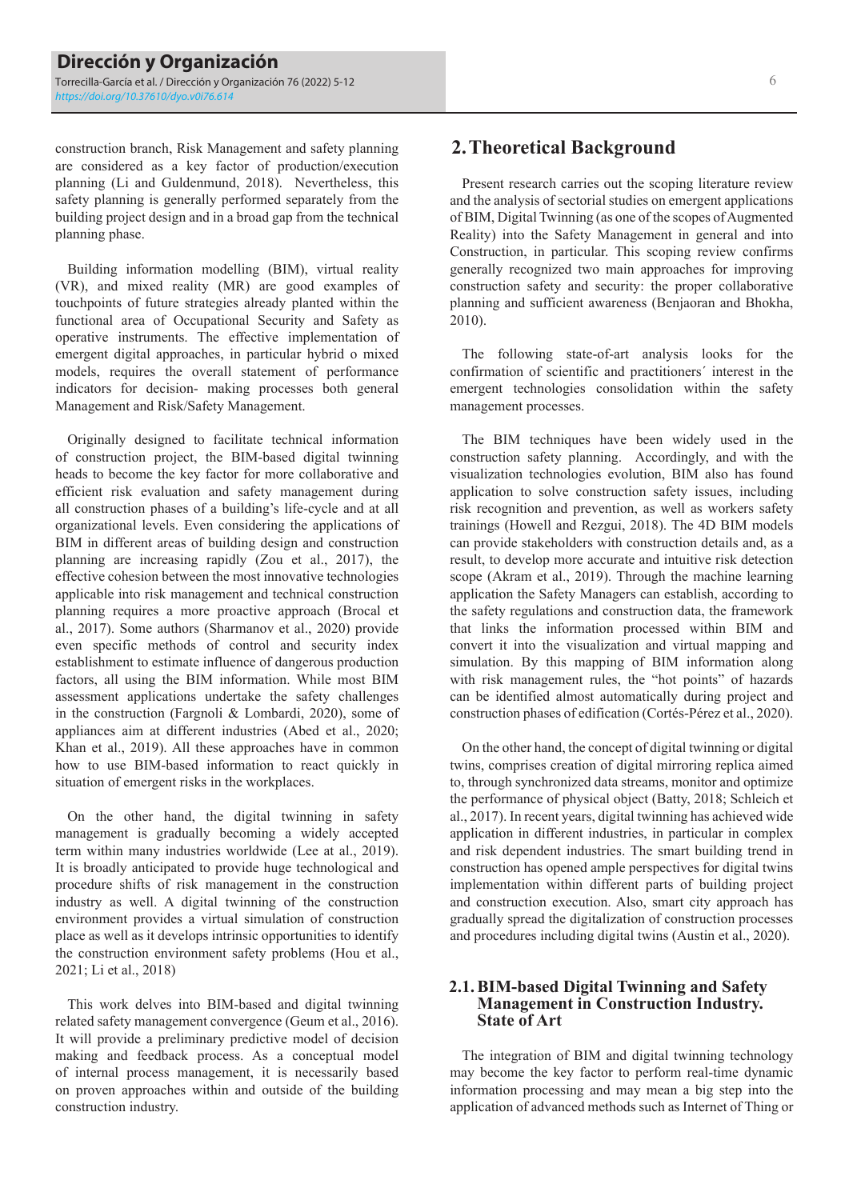construction branch, Risk Management and safety planning are considered as a key factor of production/execution planning (Li and Guldenmund, 2018). Nevertheless, this safety planning is generally performed separately from the building project design and in a broad gap from the technical planning phase.

Building information modelling (BIM), virtual reality (VR), and mixed reality (MR) are good examples of touchpoints of future strategies already planted within the functional area of Occupational Security and Safety as operative instruments. The effective implementation of emergent digital approaches, in particular hybrid o mixed models, requires the overall statement of performance indicators for decision- making processes both general Management and Risk/Safety Management.

Originally designed to facilitate technical information of construction project, the BIM-based digital twinning heads to become the key factor for more collaborative and efficient risk evaluation and safety management during all construction phases of a building's life-cycle and at all organizational levels. Even considering the applications of BIM in different areas of building design and construction planning are increasing rapidly (Zou et al., 2017), the effective cohesion between the most innovative technologies applicable into risk management and technical construction planning requires a more proactive approach (Brocal et al., 2017). Some authors (Sharmanov et al., 2020) provide even specific methods of control and security index establishment to estimate influence of dangerous production factors, all using the BIM information. While most BIM assessment applications undertake the safety challenges in the construction (Fargnoli & Lombardi, 2020), some of appliances aim at different industries (Abed et al., 2020; Khan et al., 2019). All these approaches have in common how to use BIM-based information to react quickly in situation of emergent risks in the workplaces.

On the other hand, the digital twinning in safety management is gradually becoming a widely accepted term within many industries worldwide (Lee at al., 2019). It is broadly anticipated to provide huge technological and procedure shifts of risk management in the construction industry as well. A digital twinning of the construction environment provides a virtual simulation of construction place as well as it develops intrinsic opportunities to identify the construction environment safety problems (Hou et al., 2021; Li et al., 2018)

This work delves into BIM-based and digital twinning related safety management convergence (Geum et al., 2016). It will provide a preliminary predictive model of decision making and feedback process. As a conceptual model of internal process management, it is necessarily based on proven approaches within and outside of the building construction industry.

## 2. Theoretical Background

Present research carries out the scoping literature review and the analysis of sectorial studies on emergent applications of BIM, Digital Twinning (as one of the scopes of Augmented Reality) into the Safety Management in general and into Construction, in particular. This scoping review confirms generally recognized two main approaches for improving construction safety and security: the proper collaborative planning and sufficient awareness (Benjaoran and Bhokha, 2010).

The following state-of-art analysis looks for the confirmation of scientific and practitioners´ interest in the emergent technologies consolidation within the safety management processes.

The BIM techniques have been widely used in the construction safety planning. Accordingly, and with the visualization technologies evolution, BIM also has found application to solve construction safety issues, including risk recognition and prevention, as well as workers safety trainings (Howell and Rezgui, 2018). The 4D BIM models can provide stakeholders with construction details and, as a result, to develop more accurate and intuitive risk detection scope (Akram et al., 2019). Through the machine learning application the Safety Managers can establish, according to the safety regulations and construction data, the framework that links the information processed within BIM and convert it into the visualization and virtual mapping and simulation. By this mapping of BIM information along with risk management rules, the "hot points" of hazards can be identified almost automatically during project and construction phases of edification (Cortés-Pérez et al., 2020).

On the other hand, the concept of digital twinning or digital twins, comprises creation of digital mirroring replica aimed to, through synchronized data streams, monitor and optimize the performance of physical object (Batty, 2018; Schleich et al., 2017). In recent years, digital twinning has achieved wide application in different industries, in particular in complex and risk dependent industries. The smart building trend in construction has opened ample perspectives for digital twins implementation within different parts of building project and construction execution. Also, smart city approach has gradually spread the digitalization of construction processes and procedures including digital twins (Austin et al., 2020).

### 2.1. BIM-based Digital Twinning and Safety Management in Construction Industry. State of Art

The integration of BIM and digital twinning technology may become the key factor to perform real-time dynamic information processing and may mean a big step into the application of advanced methods such as Internet of Thing or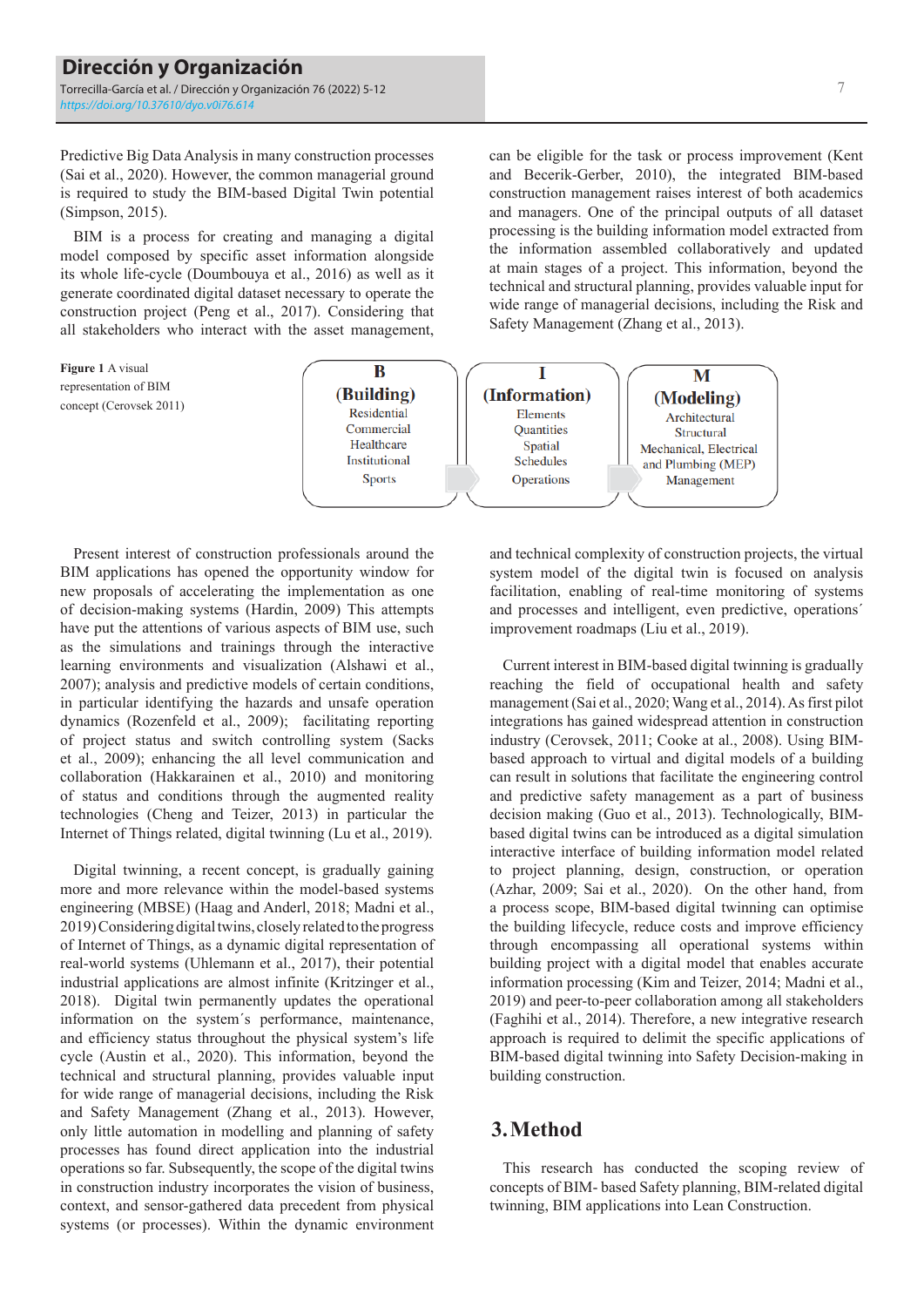Predictive Big Data Analysis in many construction processes (Sai et al., 2020). However, the common managerial ground is required to study the BIM-based Digital Twin potential (Simpson, 2015).

BIM is a process for creating and managing a digital model composed by specific asset information alongside its whole life-cycle (Doumbouya et al., 2016) as well as it generate coordinated digital dataset necessary to operate the construction project (Peng et al., 2017). Considering that all stakeholders who interact with the asset management, can be eligible for the task or process improvement (Kent and Becerik-Gerber, 2010), the integrated BIM-based construction management raises interest of both academics and managers. One of the principal outputs of all dataset processing is the building information model extracted from the information assembled collaboratively and updated at main stages of a project. This information, beyond the technical and structural planning, provides valuable input for wide range of managerial decisions, including the Risk and Safety Management (Zhang et al., 2013).

**Figure 1** A visual representation of BIM concept (Cerovsek 2011)

| B (Building) | I (Information) | M (Modeling) |
|---|---|---|
| Residential | Elements | Architectural |
| Commercial | Quantities | Structural |
| Healthcare | Spatial | Mechanical, Electrical and Plumbing (MEP) |
| Institutional | Schedules | Management |
| Sports | Operations | |

Present interest of construction professionals around the BIM applications has opened the opportunity window for new proposals of accelerating the implementation as one of decision-making systems (Hardin, 2009) This attempts have put the attentions of various aspects of BIM use, such as the simulations and trainings through the interactive learning environments and visualization (Alshawi et al., 2007); analysis and predictive models of certain conditions, in particular identifying the hazards and unsafe operation dynamics (Rozenfeld et al., 2009); facilitating reporting of project status and switch controlling system (Sacks et al., 2009); enhancing the all level communication and collaboration (Hakkarainen et al., 2010) and monitoring of status and conditions through the augmented reality technologies (Cheng and Teizer, 2013) in particular the Internet of Things related, digital twinning (Lu et al., 2019).

Digital twinning, a recent concept, is gradually gaining more and more relevance within the model-based systems engineering (MBSE) (Haag and Anderl, 2018; Madni et al., 2019) Considering digital twins, closely related to the progress of Internet of Things, as a dynamic digital representation of real-world systems (Uhlemann et al., 2017), their potential industrial applications are almost infinite (Kritzinger et al., 2018). Digital twin permanently updates the operational information on the system´s performance, maintenance, and efficiency status throughout the physical system's life cycle (Austin et al., 2020). This information, beyond the technical and structural planning, provides valuable input for wide range of managerial decisions, including the Risk and Safety Management (Zhang et al., 2013). However, only little automation in modelling and planning of safety processes has found direct application into the industrial operations so far. Subsequently, the scope of the digital twins in construction industry incorporates the vision of business, context, and sensor-gathered data precedent from physical systems (or processes). Within the dynamic environment and technical complexity of construction projects, the virtual system model of the digital twin is focused on analysis facilitation, enabling of real-time monitoring of systems and processes and intelligent, even predictive, operations´ improvement roadmaps (Liu et al., 2019).

Current interest in BIM-based digital twinning is gradually reaching the field of occupational health and safety management (Sai et al., 2020; Wang et al., 2014). As first pilot integrations has gained widespread attention in construction industry (Cerovsek, 2011; Cooke at al., 2008). Using BIM-based approach to virtual and digital models of a building can result in solutions that facilitate the engineering control and predictive safety management as a part of business decision making (Guo et al., 2013). Technologically, BIM-based digital twins can be introduced as a digital simulation interactive interface of building information model related to project planning, design, construction, or operation (Azhar, 2009; Sai et al., 2020). On the other hand, from a process scope, BIM-based digital twinning can optimise the building lifecycle, reduce costs and improve efficiency through encompassing all operational systems within building project with a digital model that enables accurate information processing (Kim and Teizer, 2014; Madni et al., 2019) and peer-to-peer collaboration among all stakeholders (Faghihi et al., 2014). Therefore, a new integrative research approach is required to delimit the specific applications of BIM-based digital twinning into Safety Decision-making in building construction.

## 3. Method

This research has conducted the scoping review of concepts of BIM- based Safety planning, BIM-related digital twinning, BIM applications into Lean Construction.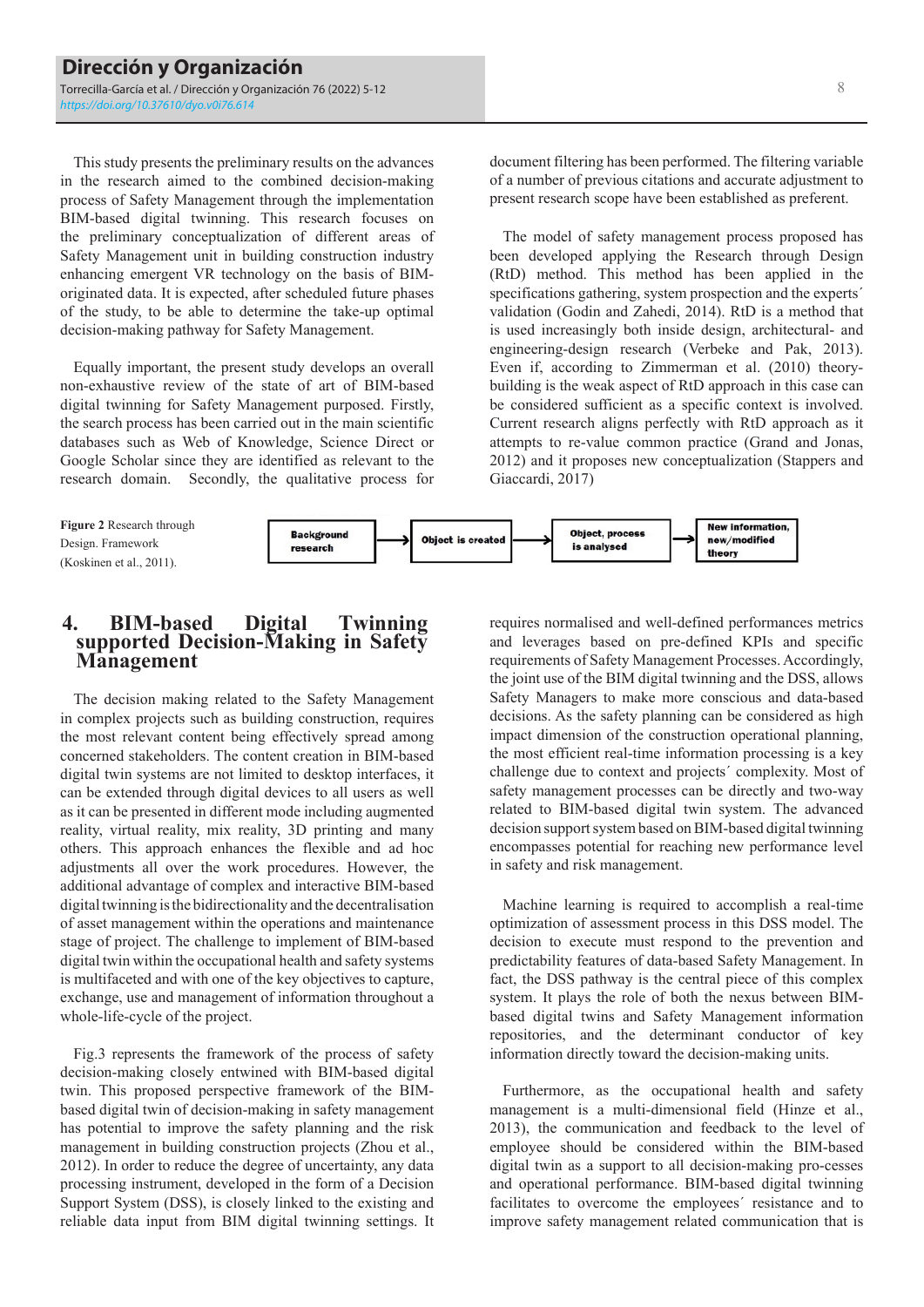This study presents the preliminary results on the advances in the research aimed to the combined decision-making process of Safety Management through the implementation BIM-based digital twinning. This research focuses on the preliminary conceptualization of different areas of Safety Management unit in building construction industry enhancing emergent VR technology on the basis of BIM-originated data. It is expected, after scheduled future phases of the study, to be able to determine the take-up optimal decision-making pathway for Safety Management.

Equally important, the present study develops an overall non-exhaustive review of the state of art of BIM-based digital twinning for Safety Management purposed. Firstly, the search process has been carried out in the main scientific databases such as Web of Knowledge, Science Direct or Google Scholar since they are identified as relevant to the research domain. Secondly, the qualitative process for document filtering has been performed. The filtering variable of a number of previous citations and accurate adjustment to present research scope have been established as preferent.

The model of safety management process proposed has been developed applying the Research through Design (RtD) method. This method has been applied in the specifications gathering, system prospection and the experts´ validation (Godin and Zahedi, 2014). RtD is a method that is used increasingly both inside design, architectural- and engineering-design research (Verbeke and Pak, 2013). Even if, according to Zimmerman et al. (2010) theory-building is the weak aspect of RtD approach in this case can be considered sufficient as a specific context is involved. Current research aligns perfectly with RtD approach as it attempts to re-value common practice (Grand and Jonas, 2012) and it proposes new conceptualization (Stappers and Giaccardi, 2017)

Background research → Object is created → Object, process is analysed → New information, new/modified theory

**Figure 2** Research through Design. Framework (Koskinen et al., 2011).

## 4. BIM-based Digital Twinning supported Decision-Making in Safety Management

The decision making related to the Safety Management in complex projects such as building construction, requires the most relevant content being effectively spread among concerned stakeholders. The content creation in BIM-based digital twin systems are not limited to desktop interfaces, it can be extended through digital devices to all users as well as it can be presented in different mode including augmented reality, virtual reality, mix reality, 3D printing and many others. This approach enhances the flexible and ad hoc adjustments all over the work procedures. However, the additional advantage of complex and interactive BIM-based digital twinning is the bidirectionality and the decentralisation of asset management within the operations and maintenance stage of project. The challenge to implement of BIM-based digital twin within the occupational health and safety systems is multifaceted and with one of the key objectives to capture, exchange, use and management of information throughout a whole-life-cycle of the project.

Fig.3 represents the framework of the process of safety decision-making closely entwined with BIM-based digital twin. This proposed perspective framework of the BIM-based digital twin of decision-making in safety management has potential to improve the safety planning and the risk management in building construction projects (Zhou et al., 2012). In order to reduce the degree of uncertainty, any data processing instrument, developed in the form of a Decision Support System (DSS), is closely linked to the existing and reliable data input from BIM digital twinning settings. It requires normalised and well-defined performances metrics and leverages based on pre-defined KPIs and specific requirements of Safety Management Processes. Accordingly, the joint use of the BIM digital twinning and the DSS, allows Safety Managers to make more conscious and data-based decisions. As the safety planning can be considered as high impact dimension of the construction operational planning, the most efficient real-time information processing is a key challenge due to context and projects´ complexity. Most of safety management processes can be directly and two-way related to BIM-based digital twin system. The advanced decision support system based on BIM-based digital twinning encompasses potential for reaching new performance level in safety and risk management.

Machine learning is required to accomplish a real-time optimization of assessment process in this DSS model. The decision to execute must respond to the prevention and predictability features of data-based Safety Management. In fact, the DSS pathway is the central piece of this complex system. It plays the role of both the nexus between BIM-based digital twins and Safety Management information repositories, and the determinant conductor of key information directly toward the decision-making units.

Furthermore, as the occupational health and safety management is a multi-dimensional field (Hinze et al., 2013), the communication and feedback to the level of employee should be considered within the BIM-based digital twin as a support to all decision-making pro-cesses and operational performance. BIM-based digital twinning facilitates to overcome the employees´ resistance and to improve safety management related communication that is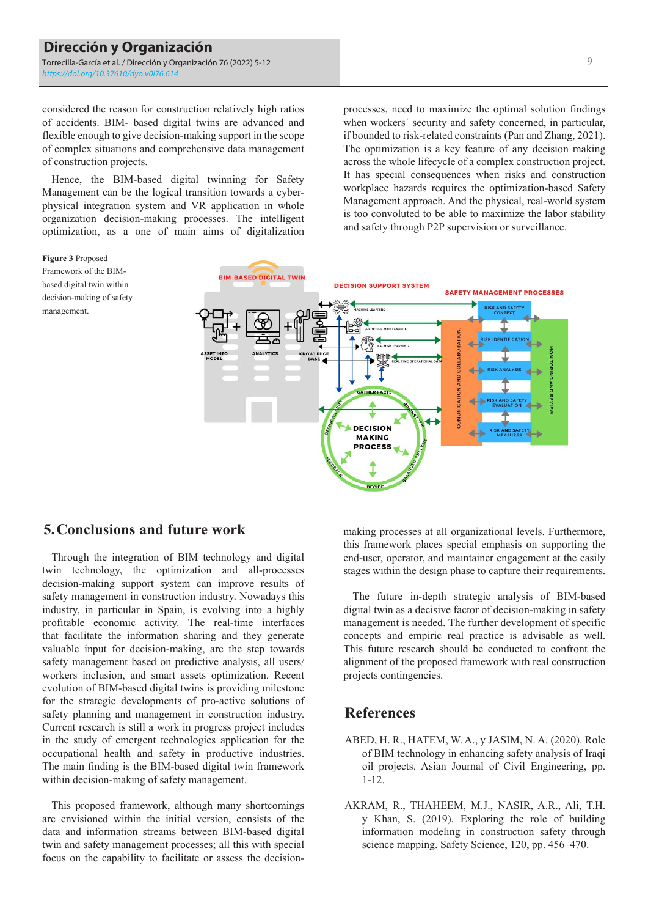considered the reason for construction relatively high ratios of accidents. BIM- based digital twins are advanced and flexible enough to give decision-making support in the scope of complex situations and comprehensive data management of construction projects.

Hence, the BIM-based digital twinning for Safety Management can be the logical transition towards a cyber-physical integration system and VR application in whole organization decision-making processes. The intelligent optimization, as a one of main aims of digitalization processes, need to maximize the optimal solution findings when workers´ security and safety concerned, in particular, if bounded to risk-related constraints (Pan and Zhang, 2021). The optimization is a key feature of any decision making across the whole lifecycle of a complex construction project. It has special consequences when risks and construction workplace hazards requires the optimization-based Safety Management approach. And the physical, real-world system is too convoluted to be able to maximize the labor stability and safety through P2P supervision or surveillance.

**Figure 3** Proposed Framework of the BIM-based digital twin within decision-making of safety management.

## 5. Conclusions and future work

Through the integration of BIM technology and digital twin technology, the optimization and all-processes decision-making support system can improve results of safety management in construction industry. Nowadays this industry, in particular in Spain, is evolving into a highly profitable economic activity. The real-time interfaces that facilitate the information sharing and they generate valuable input for decision-making, are the step towards safety management based on predictive analysis, all users/workers inclusion, and smart assets optimization. Recent evolution of BIM-based digital twins is providing milestone for the strategic developments of pro-active solutions of safety planning and management in construction industry. Current research is still a work in progress project includes in the study of emergent technologies application for the occupational health and safety in productive industries. The main finding is the BIM-based digital twin framework within decision-making of safety management.

This proposed framework, although many shortcomings are envisioned within the initial version, consists of the data and information streams between BIM-based digital twin and safety management processes; all this with special focus on the capability to facilitate or assess the decision-making processes at all organizational levels. Furthermore, this framework places special emphasis on supporting the end-user, operator, and maintainer engagement at the easily stages within the design phase to capture their requirements.

The future in-depth strategic analysis of BIM-based digital twin as a decisive factor of decision-making in safety management is needed. The further development of specific concepts and empiric real practice is advisable as well. This future research should be conducted to confront the alignment of the proposed framework with real construction projects contingencies.

## References

ABED, H. R., HATEM, W. A., y JASIM, N. A. (2020). Role of BIM technology in enhancing safety analysis of Iraqi oil projects. Asian Journal of Civil Engineering, pp. 1-12.

AKRAM, R., THAHEEM, M.J., NASIR, A.R., Ali, T.H. y Khan, S. (2019). Exploring the role of building information modeling in construction safety through science mapping. Safety Science, 120, pp. 456–470.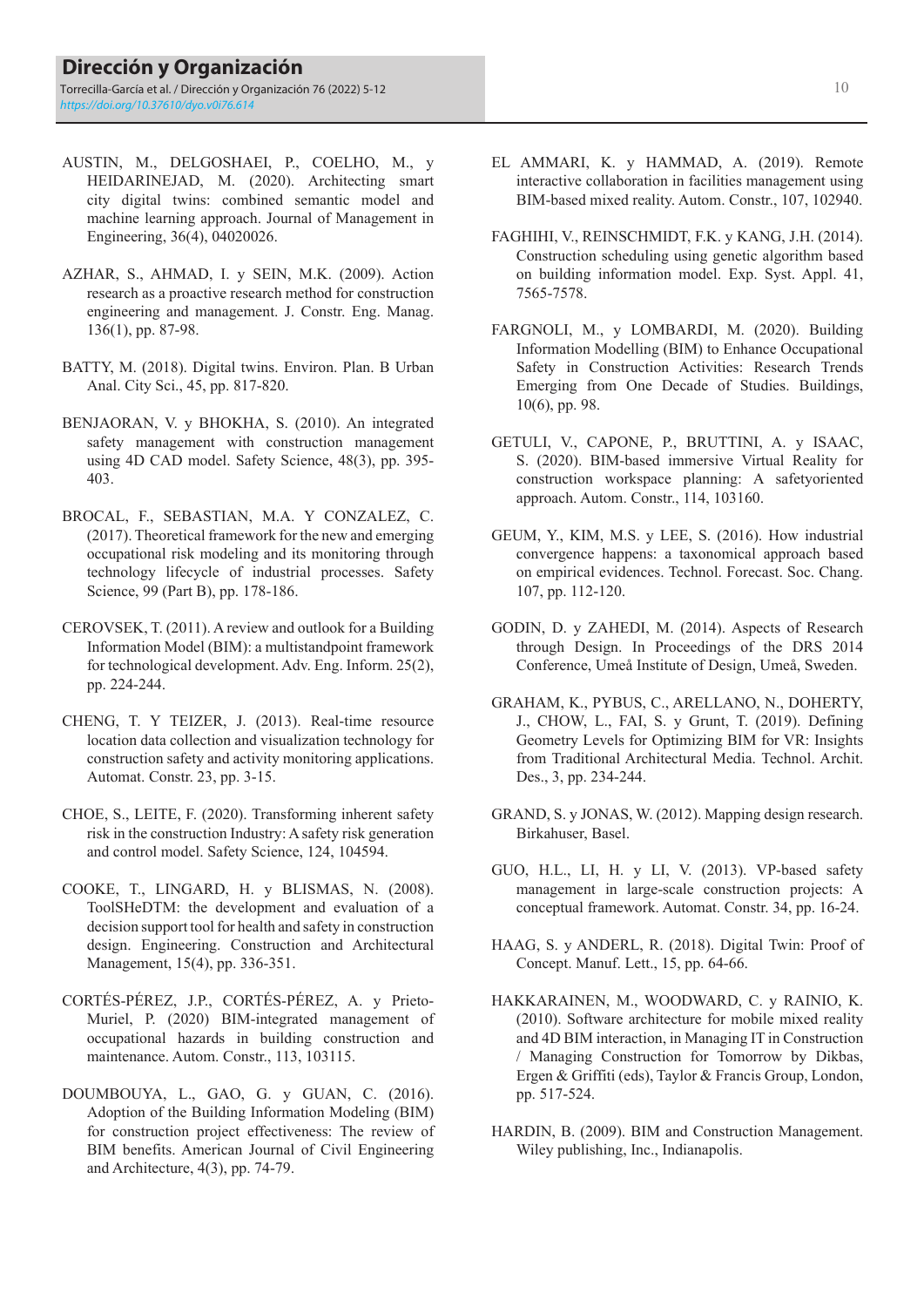AUSTIN, M., DELGOSHAEI, P., COELHO, M., y HEIDARINEJAD, M. (2020). Architecting smart city digital twins: combined semantic model and machine learning approach. Journal of Management in Engineering, 36(4), 04020026.

AZHAR, S., AHMAD, I. y SEIN, M.K. (2009). Action research as a proactive research method for construction engineering and management. J. Constr. Eng. Manag. 136(1), pp. 87-98.

BATTY, M. (2018). Digital twins. Environ. Plan. B Urban Anal. City Sci., 45, pp. 817-820.

BENJAORAN, V. y BHOKHA, S. (2010). An integrated safety management with construction management using 4D CAD model. Safety Science, 48(3), pp. 395-403.

BROCAL, F., SEBASTIAN, M.A. Y CONZALEZ, C. (2017). Theoretical framework for the new and emerging occupational risk modeling and its monitoring through technology lifecycle of industrial processes. Safety Science, 99 (Part B), pp. 178-186.

CEROVSEK, T. (2011). A review and outlook for a Building Information Model (BIM): a multistandpoint framework for technological development. Adv. Eng. Inform. 25(2), pp. 224-244.

CHENG, T. Y TEIZER, J. (2013). Real-time resource location data collection and visualization technology for construction safety and activity monitoring applications. Automat. Constr. 23, pp. 3-15.

CHOE, S., LEITE, F. (2020). Transforming inherent safety risk in the construction Industry: A safety risk generation and control model. Safety Science, 124, 104594.

COOKE, T., LINGARD, H. y BLISMAS, N. (2008). ToolSHeDTM: the development and evaluation of a decision support tool for health and safety in construction design. Engineering. Construction and Architectural Management, 15(4), pp. 336-351.

CORTÉS-PÉREZ, J.P., CORTÉS-PÉREZ, A. y Prieto-Muriel, P. (2020) BIM-integrated management of occupational hazards in building construction and maintenance. Autom. Constr., 113, 103115.

DOUMBOUYA, L., GAO, G. y GUAN, C. (2016). Adoption of the Building Information Modeling (BIM) for construction project effectiveness: The review of BIM benefits. American Journal of Civil Engineering and Architecture, 4(3), pp. 74-79.

EL AMMARI, K. y HAMMAD, A. (2019). Remote interactive collaboration in facilities management using BIM-based mixed reality. Autom. Constr., 107, 102940.

FAGHIHI, V., REINSCHMIDT, F.K. y KANG, J.H. (2014). Construction scheduling using genetic algorithm based on building information model. Exp. Syst. Appl. 41, 7565-7578.

FARGNOLI, M., y LOMBARDI, M. (2020). Building Information Modelling (BIM) to Enhance Occupational Safety in Construction Activities: Research Trends Emerging from One Decade of Studies. Buildings, 10(6), pp. 98.

GETULI, V., CAPONE, P., BRUTTINI, A. y ISAAC, S. (2020). BIM-based immersive Virtual Reality for construction workspace planning: A safetyoriented approach. Autom. Constr., 114, 103160.

GEUM, Y., KIM, M.S. y LEE, S. (2016). How industrial convergence happens: a taxonomical approach based on empirical evidences. Technol. Forecast. Soc. Chang. 107, pp. 112-120.

GODIN, D. y ZAHEDI, M. (2014). Aspects of Research through Design. In Proceedings of the DRS 2014 Conference, Umeå Institute of Design, Umeå, Sweden.

GRAHAM, K., PYBUS, C., ARELLANO, N., DOHERTY, J., CHOW, L., FAI, S. y Grunt, T. (2019). Defining Geometry Levels for Optimizing BIM for VR: Insights from Traditional Architectural Media. Technol. Archit. Des., 3, pp. 234-244.

GRAND, S. y JONAS, W. (2012). Mapping design research. Birkahuser, Basel.

GUO, H.L., LI, H. y LI, V. (2013). VP-based safety management in large-scale construction projects: A conceptual framework. Automat. Constr. 34, pp. 16-24.

HAAG, S. y ANDERL, R. (2018). Digital Twin: Proof of Concept. Manuf. Lett., 15, pp. 64-66.

HAKKARAINEN, M., WOODWARD, C. y RAINIO, K. (2010). Software architecture for mobile mixed reality and 4D BIM interaction, in Managing IT in Construction / Managing Construction for Tomorrow by Dikbas, Ergen & Griffiti (eds), Taylor & Francis Group, London, pp. 517-524.

HARDIN, B. (2009). BIM and Construction Management. Wiley publishing, Inc., Indianapolis.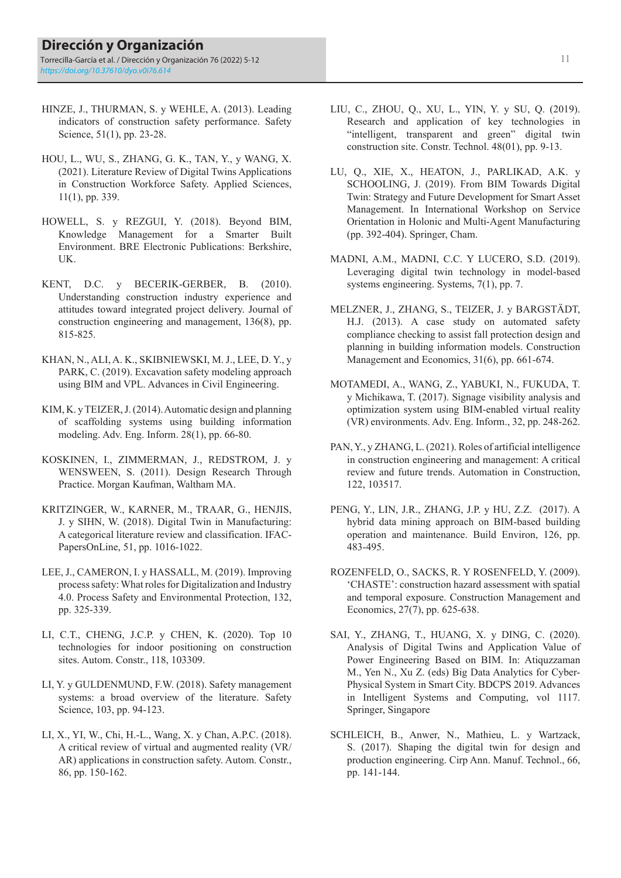HINZE, J., THURMAN, S. y WEHLE, A. (2013). Leading indicators of construction safety performance. Safety Science, 51(1), pp. 23-28.

HOU, L., WU, S., ZHANG, G. K., TAN, Y., y WANG, X. (2021). Literature Review of Digital Twins Applications in Construction Workforce Safety. Applied Sciences, 11(1), pp. 339.

HOWELL, S. y REZGUI, Y. (2018). Beyond BIM, Knowledge Management for a Smarter Built Environment. BRE Electronic Publications: Berkshire, UK.

KENT, D.C. y BECERIK-GERBER, B. (2010). Understanding construction industry experience and attitudes toward integrated project delivery. Journal of construction engineering and management, 136(8), pp. 815-825.

KHAN, N., ALI, A. K., SKIBNIEWSKI, M. J., LEE, D. Y., y PARK, C. (2019). Excavation safety modeling approach using BIM and VPL. Advances in Civil Engineering.

KIM, K. y TEIZER, J. (2014). Automatic design and planning of scaffolding systems using building information modeling. Adv. Eng. Inform. 28(1), pp. 66-80.

KOSKINEN, I., ZIMMERMAN, J., REDSTROM, J. y WENSWEEN, S. (2011). Design Research Through Practice. Morgan Kaufman, Waltham MA.

KRITZINGER, W., KARNER, M., TRAAR, G., HENJIS, J. y SIHN, W. (2018). Digital Twin in Manufacturing: A categorical literature review and classification. IFAC-PapersOnLine, 51, pp. 1016-1022.

LEE, J., CAMERON, I. y HASSALL, M. (2019). Improving process safety: What roles for Digitalization and Industry 4.0. Process Safety and Environmental Protection, 132, pp. 325-339.

LI, C.T., CHENG, J.C.P. y CHEN, K. (2020). Top 10 technologies for indoor positioning on construction sites. Autom. Constr., 118, 103309.

LI, Y. y GULDENMUND, F.W. (2018). Safety management systems: a broad overview of the literature. Safety Science, 103, pp. 94-123.

LI, X., YI, W., Chi, H.-L., Wang, X. y Chan, A.P.C. (2018). A critical review of virtual and augmented reality (VR/AR) applications in construction safety. Autom. Constr., 86, pp. 150-162.

LIU, C., ZHOU, Q., XU, L., YIN, Y. y SU, Q. (2019). Research and application of key technologies in "intelligent, transparent and green" digital twin construction site. Constr. Technol. 48(01), pp. 9-13.

LU, Q., XIE, X., HEATON, J., PARLIKAD, A.K. y SCHOOLING, J. (2019). From BIM Towards Digital Twin: Strategy and Future Development for Smart Asset Management. In International Workshop on Service Orientation in Holonic and Multi-Agent Manufacturing (pp. 392-404). Springer, Cham.

MADNI, A.M., MADNI, C.C. Y LUCERO, S.D. (2019). Leveraging digital twin technology in model-based systems engineering. Systems, 7(1), pp. 7.

MELZNER, J., ZHANG, S., TEIZER, J. y BARGSTÄDT, H.J. (2013). A case study on automated safety compliance checking to assist fall protection design and planning in building information models. Construction Management and Economics, 31(6), pp. 661-674.

MOTAMEDI, A., WANG, Z., YABUKI, N., FUKUDA, T. y Michikawa, T. (2017). Signage visibility analysis and optimization system using BIM-enabled virtual reality (VR) environments. Adv. Eng. Inform., 32, pp. 248-262.

PAN, Y., y ZHANG, L. (2021). Roles of artificial intelligence in construction engineering and management: A critical review and future trends. Automation in Construction, 122, 103517.

PENG, Y., LIN, J.R., ZHANG, J.P. y HU, Z.Z. (2017). A hybrid data mining approach on BIM-based building operation and maintenance. Build Environ, 126, pp. 483-495.

ROZENFELD, O., SACKS, R. Y ROSENFELD, Y. (2009). 'CHASTE': construction hazard assessment with spatial and temporal exposure. Construction Management and Economics, 27(7), pp. 625-638.

SAI, Y., ZHANG, T., HUANG, X. y DING, C. (2020). Analysis of Digital Twins and Application Value of Power Engineering Based on BIM. In: Atiquzzaman M., Yen N., Xu Z. (eds) Big Data Analytics for Cyber-Physical System in Smart City. BDCPS 2019. Advances in Intelligent Systems and Computing, vol 1117. Springer, Singapore

SCHLEICH, B., Anwer, N., Mathieu, L. y Wartzack, S. (2017). Shaping the digital twin for design and production engineering. Cirp Ann. Manuf. Technol., 66, pp. 141-144.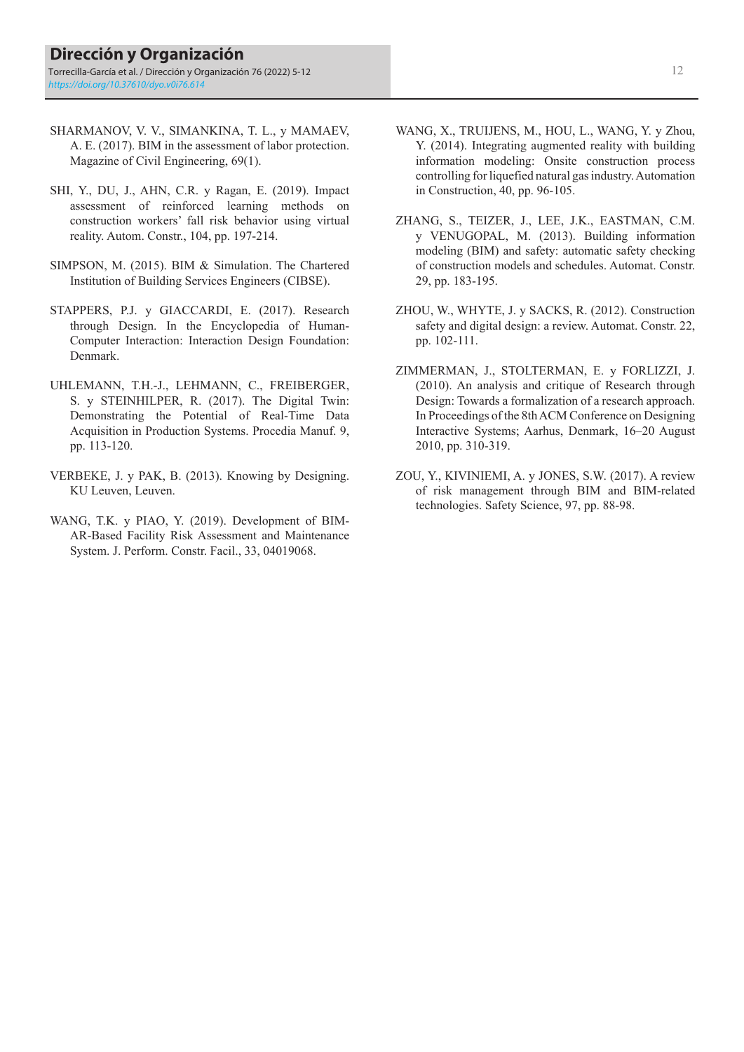SHARMANOV, V. V., SIMANKINA, T. L., y MAMAEV, A. E. (2017). BIM in the assessment of labor protection. Magazine of Civil Engineering, 69(1).

SHI, Y., DU, J., AHN, C.R. y Ragan, E. (2019). Impact assessment of reinforced learning methods on construction workers' fall risk behavior using virtual reality. Autom. Constr., 104, pp. 197-214.

SIMPSON, M. (2015). BIM & Simulation. The Chartered Institution of Building Services Engineers (CIBSE).

STAPPERS, P.J. y GIACCARDI, E. (2017). Research through Design. In the Encyclopedia of Human-Computer Interaction: Interaction Design Foundation: Denmark.

UHLEMANN, T.H.-J., LEHMANN, C., FREIBERGER, S. y STEINHILPER, R. (2017). The Digital Twin: Demonstrating the Potential of Real-Time Data Acquisition in Production Systems. Procedia Manuf. 9, pp. 113-120.

VERBEKE, J. y PAK, B. (2013). Knowing by Designing. KU Leuven, Leuven.

WANG, T.K. y PIAO, Y. (2019). Development of BIM-AR-Based Facility Risk Assessment and Maintenance System. J. Perform. Constr. Facil., 33, 04019068.

WANG, X., TRUIJENS, M., HOU, L., WANG, Y. y Zhou, Y. (2014). Integrating augmented reality with building information modeling: Onsite construction process controlling for liquefied natural gas industry. Automation in Construction, 40, pp. 96-105.

ZHANG, S., TEIZER, J., LEE, J.K., EASTMAN, C.M. y VENUGOPAL, M. (2013). Building information modeling (BIM) and safety: automatic safety checking of construction models and schedules. Automat. Constr. 29, pp. 183-195.

ZHOU, W., WHYTE, J. y SACKS, R. (2012). Construction safety and digital design: a review. Automat. Constr. 22, pp. 102-111.

ZIMMERMAN, J., STOLTERMAN, E. y FORLIZZI, J. (2010). An analysis and critique of Research through Design: Towards a formalization of a research approach. In Proceedings of the 8th ACM Conference on Designing Interactive Systems; Aarhus, Denmark, 16–20 August 2010, pp. 310-319.

ZOU, Y., KIVINIEMI, A. y JONES, S.W. (2017). A review of risk management through BIM and BIM-related technologies. Safety Science, 97, pp. 88-98.